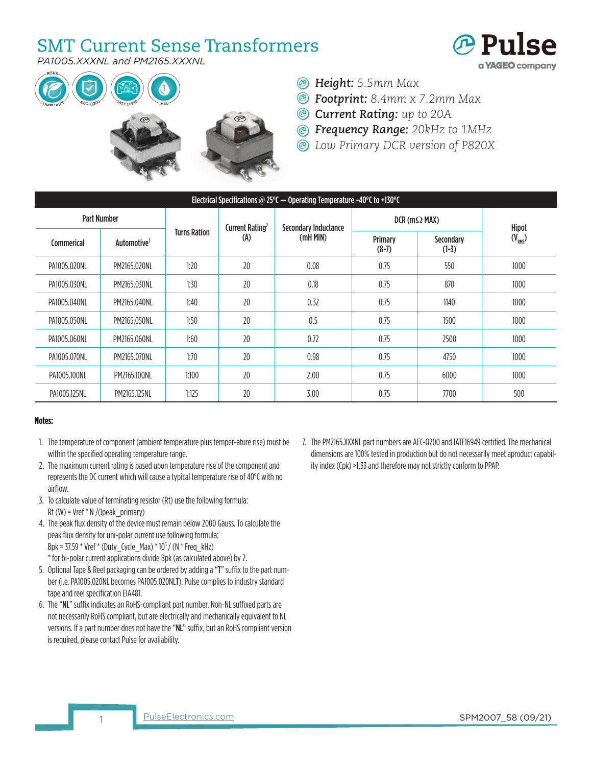# SMT Current Sense Transformers

*PA1005.XXXNL and PM2165.XXXNL*

- ***Height:*** *5.5mm Max*
- ***Footprint:*** *8.4mm x 7.2mm Max*
- ***Current Rating:*** *up to 20A*
- ***Frequency Range:*** *20kHz to 1MHz*
- *Low Primary DCR version of P820X*

| Electrical Specifications @ 25°C — Operating Temperature -40°C to +130°C | | | | | | | |
|---|---|---|---|---|---|---|---|
| Part Number | | Turns Ration | Current Rating[2] (A) | Secondary Inductance (mH MIN) | DCR (mΩ MAX) | | Hipot ($V_{RMS}$) |
| Commerical | Automotive[7] | | | | Primary (8-7) | Secondary (1-3) | |
| PA1005.020NL | PM2165.020NL | 1:20 | 20 | 0.08 | 0.75 | 550 | 1000 |
| PA1005.030NL | PM2165.030NL | 1:30 | 20 | 0.18 | 0.75 | 870 | 1000 |
| PA1005.040NL | PM2165.040NL | 1:40 | 20 | 0.32 | 0.75 | 1140 | 1000 |
| PA1005.050NL | PM2165.050NL | 1:50 | 20 | 0.5 | 0.75 | 1500 | 1000 |
| PA1005.060NL | PM2165.060NL | 1:60 | 20 | 0.72 | 0.75 | 2500 | 1000 |
| PA1005.070NL | PM2165.070NL | 1:70 | 20 | 0.98 | 0.75 | 4750 | 1000 |
| PA1005.100NL | PM2165.100NL | 1:100 | 20 | 2.00 | 0.75 | 6000 | 1000 |
| PA1005.125NL | PM2165.125NL | 1:125 | 20 | 3.00 | 0.75 | 7700 | 500 |

**Notes:**

1. The temperature of component (ambient temperature plus temper-ature rise) must be within the specified operating temperature range.
2. The maximum current rating is based upon temperature rise of the component and represents the DC current which will cause a typical temperature rise of 40°C with no airflow.
3. To calculate value of terminating resistor (Rt) use the following formula:
   Rt (W) = Vref * N /(Ipeak_primary)
4. The peak flux density of the device must remain below 2000 Gauss. To calculate the peak flux density for uni-polar current use following formula:
   Bpk = 37.59 * Vref * (Duty_Cycle_Max) * $10^5$ / (N * Freq_kHz)
   * for bi-polar current applications divide Bpk (as calculated above) by 2.
5. Optional Tape & Reel packaging can be ordered by adding a "**T**" suffix to the part number (i.e. PA1005.020NL becomes PA1005.020NL**T**). Pulse complies to industry standard tape and reel specification EIA481.
6. The "**NL**" suffix indicates an RoHS-compliant part number. Non-NL suffixed parts are not necessarily RoHS compliant, but are electrically and mechanically equivalent to NL versions. If a part number does not have the "**NL**" suffix, but an RoHS compliant version is required, please contact Pulse for availability.
7. The PM2165.XXXNL part numbers are AEC-Q200 and IATF16949 certified. The mechanical dimensions are 100% tested in production but do not necessarily meet aproduct capability index (Cpk) >1.33 and therefore may not strictly conform to PPAP.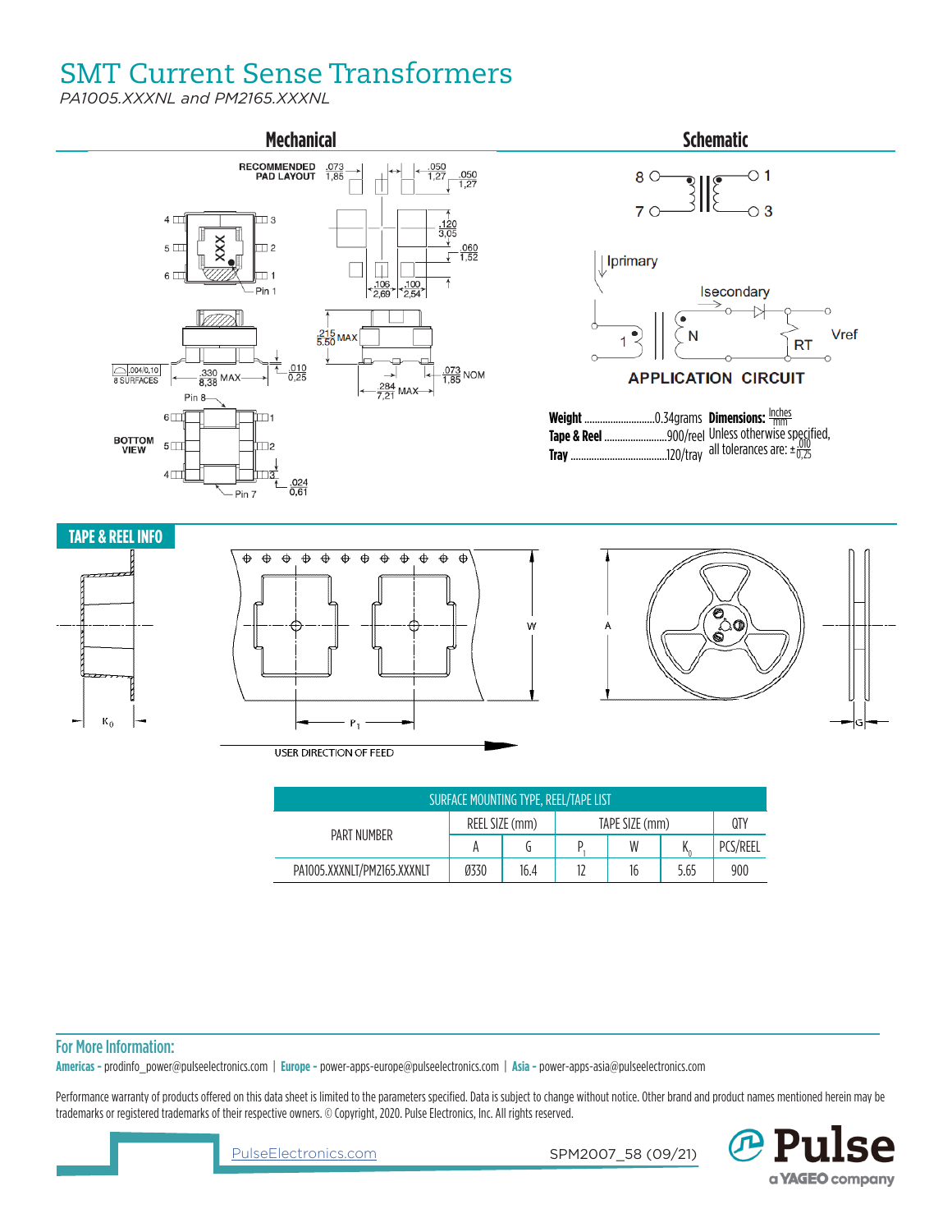# SMT Current Sense Transformers

*PA1005.XXXNL and PM2165.XXXNL*

## Mechanical

RECOMMENDED PAD LAYOUT

.073 1,85 | .050 1,27 | .050 1,27 | .120 3,05 | .060 1,52 | .106 2,69 | .100 2,54

.004/0,10 8 SURFACES | .330 8,38 MAX | .010 0,25 | .215 5,50 MAX | .284 7,21 MAX | .073 1,85 NOM

Pin 1 | Pin 8 | Pin 7

BOTTOM VIEW

.024 0,61

## Schematic

APPLICATION CIRCUIT

Iprimary | Isecondary | N | RT | Vref

**Weight** .......................... 0.34grams

**Tape & Reel** ...................... 900/reel

**Tray** .............................. 120/tray

**Dimensions:** $\frac{\text{Inches}}{\text{mm}}$

Unless otherwise specified, all tolerances are: $\pm\frac{.010}{0,25}$

## TAPE & REEL INFO

USER DIRECTION OF FEED

| SURFACE MOUNTING TYPE, REEL/TAPE LIST | | | | | | |
|---|---|---|---|---|---|---|
| PART NUMBER | REEL SIZE (mm) | | TAPE SIZE (mm) | | | QTY |
| | A | G | $P_1$ | W | $K_0$ | PCS/REEL |
| PA1005.XXXNLT/PM2165.XXXNLT | Ø330 | 16.4 | 12 | 16 | 5.65 | 900 |

**For More Information:**

**Americas -** prodinfo_power@pulseelectronics.com | **Europe -** power-apps-europe@pulseelectronics.com | **Asia -** power-apps-asia@pulseelectronics.com

Performance warranty of products offered on this data sheet is limited to the parameters specified. Data is subject to change without notice. Other brand and product names mentioned herein may be trademarks or registered trademarks of their respective owners. © Copyright, 2020. Pulse Electronics, Inc. All rights reserved.

PulseElectronics.com SPM2007_58 (09/21)

Pulse a YAGEO company